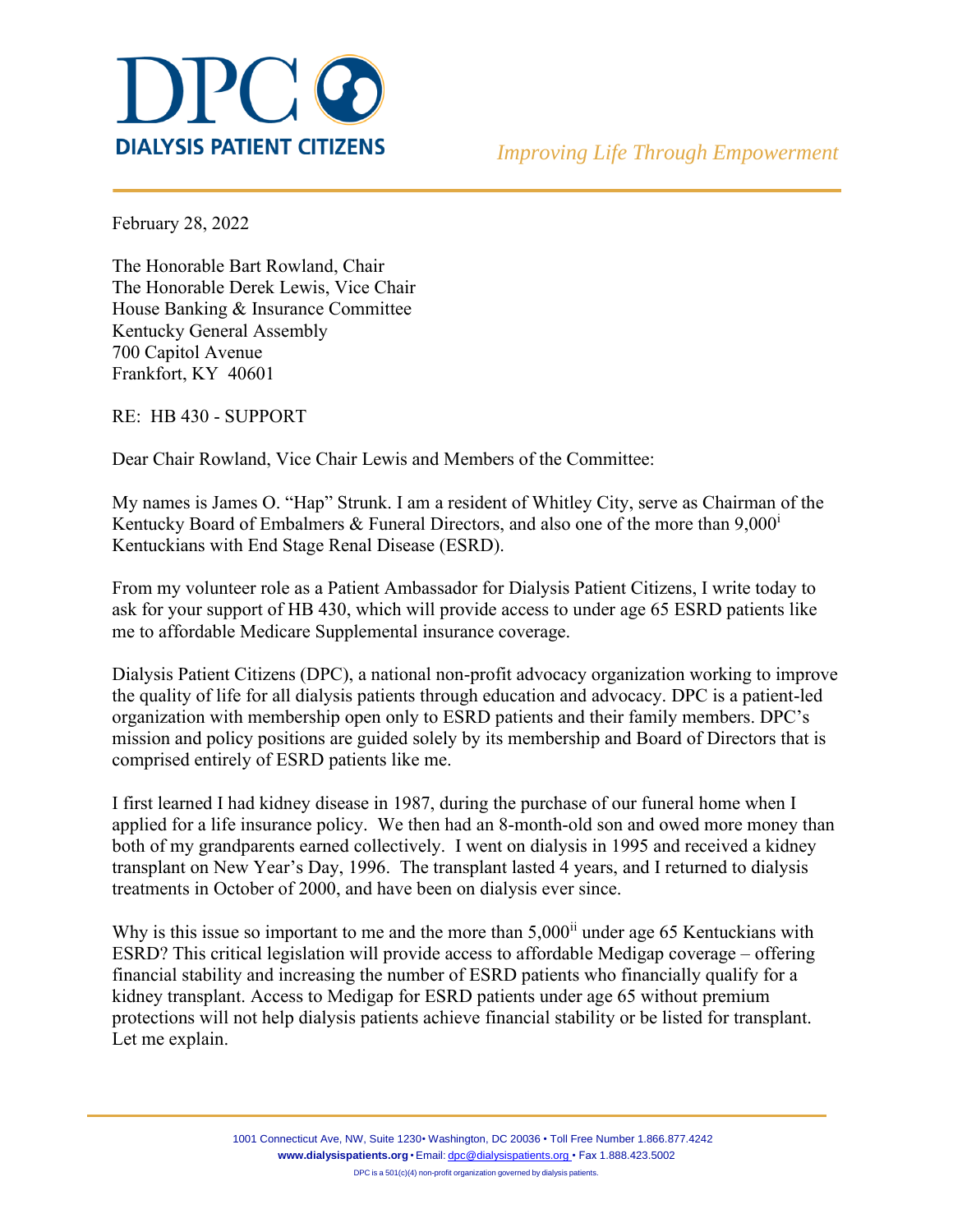# DPC

**DIALYSIS PATIENT CITIZENS**

*Improving Life Through Empowerment*

February 28, 2022

The Honorable Bart Rowland, Chair
The Honorable Derek Lewis, Vice Chair
House Banking & Insurance Committee
Kentucky General Assembly
700 Capitol Avenue
Frankfort, KY 40601

RE: HB 430 - SUPPORT

Dear Chair Rowland, Vice Chair Lewis and Members of the Committee:

My names is James O. "Hap" Strunk. I am a resident of Whitley City, serve as Chairman of the Kentucky Board of Embalmers & Funeral Directors, and also one of the more than 9,000[i] Kentuckians with End Stage Renal Disease (ESRD).

From my volunteer role as a Patient Ambassador for Dialysis Patient Citizens, I write today to ask for your support of HB 430, which will provide access to under age 65 ESRD patients like me to affordable Medicare Supplemental insurance coverage.

Dialysis Patient Citizens (DPC), a national non-profit advocacy organization working to improve the quality of life for all dialysis patients through education and advocacy. DPC is a patient-led organization with membership open only to ESRD patients and their family members. DPC's mission and policy positions are guided solely by its membership and Board of Directors that is comprised entirely of ESRD patients like me.

I first learned I had kidney disease in 1987, during the purchase of our funeral home when I applied for a life insurance policy. We then had an 8-month-old son and owed more money than both of my grandparents earned collectively. I went on dialysis in 1995 and received a kidney transplant on New Year's Day, 1996. The transplant lasted 4 years, and I returned to dialysis treatments in October of 2000, and have been on dialysis ever since.

Why is this issue so important to me and the more than 5,000[ii] under age 65 Kentuckians with ESRD? This critical legislation will provide access to affordable Medigap coverage – offering financial stability and increasing the number of ESRD patients who financially qualify for a kidney transplant. Access to Medigap for ESRD patients under age 65 without premium protections will not help dialysis patients achieve financial stability or be listed for transplant. Let me explain.

1001 Connecticut Ave, NW, Suite 1230• Washington, DC 20036 • Toll Free Number 1.866.877.4242
**www.dialysispatients.org** • Email: dpc@dialysispatients.org • Fax 1.888.423.5002
DPC is a 501(c)(4) non-profit organization governed by dialysis patients.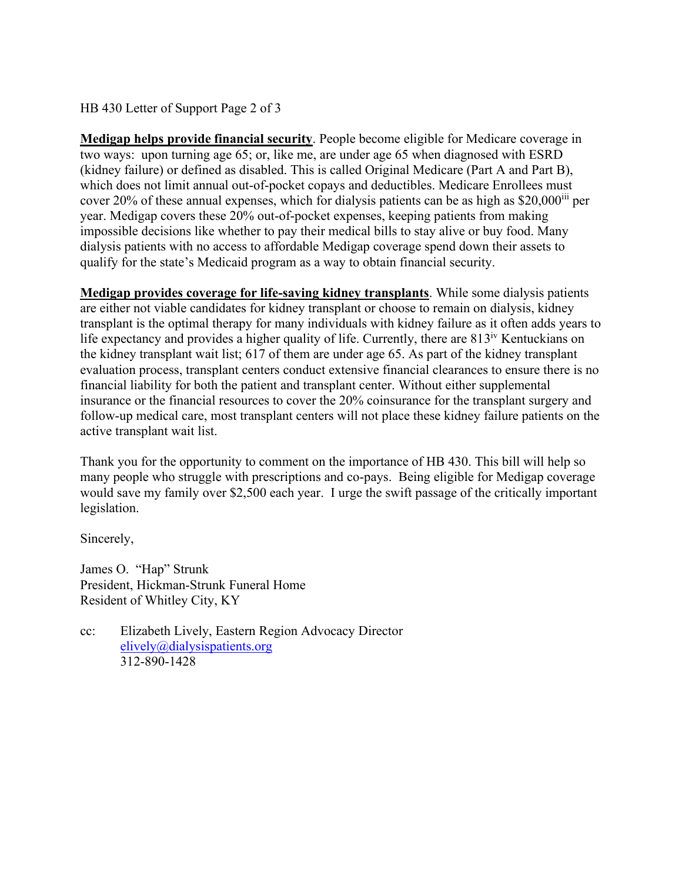**Medigap helps provide financial security**. People become eligible for Medicare coverage in two ways: upon turning age 65; or, like me, are under age 65 when diagnosed with ESRD (kidney failure) or defined as disabled. This is called Original Medicare (Part A and Part B), which does not limit annual out-of-pocket copays and deductibles. Medicare Enrollees must cover 20% of these annual expenses, which for dialysis patients can be as high as $20,000[iii] per year. Medigap covers these 20% out-of-pocket expenses, keeping patients from making impossible decisions like whether to pay their medical bills to stay alive or buy food. Many dialysis patients with no access to affordable Medigap coverage spend down their assets to qualify for the state's Medicaid program as a way to obtain financial security.

**Medigap provides coverage for life-saving kidney transplants**. While some dialysis patients are either not viable candidates for kidney transplant or choose to remain on dialysis, kidney transplant is the optimal therapy for many individuals with kidney failure as it often adds years to life expectancy and provides a higher quality of life. Currently, there are 813[iv] Kentuckians on the kidney transplant wait list; 617 of them are under age 65. As part of the kidney transplant evaluation process, transplant centers conduct extensive financial clearances to ensure there is no financial liability for both the patient and transplant center. Without either supplemental insurance or the financial resources to cover the 20% coinsurance for the transplant surgery and follow-up medical care, most transplant centers will not place these kidney failure patients on the active transplant wait list.

Thank you for the opportunity to comment on the importance of HB 430. This bill will help so many people who struggle with prescriptions and co-pays. Being eligible for Medigap coverage would save my family over $2,500 each year. I urge the swift passage of the critically important legislation.

Sincerely,

James O. "Hap" Strunk
President, Hickman-Strunk Funeral Home
Resident of Whitley City, KY

cc: Elizabeth Lively, Eastern Region Advocacy Director
elively@dialysispatients.org
312-890-1428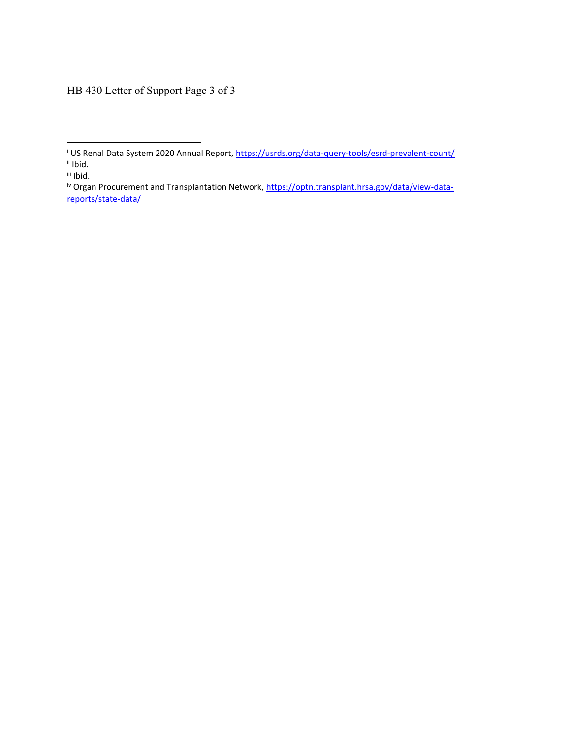[i] US Renal Data System 2020 Annual Report, https://usrds.org/data-query-tools/esrd-prevalent-count/

[ii] Ibid.

[iii] Ibid.

[iv] Organ Procurement and Transplantation Network, https://optn.transplant.hrsa.gov/data/view-data-reports/state-data/